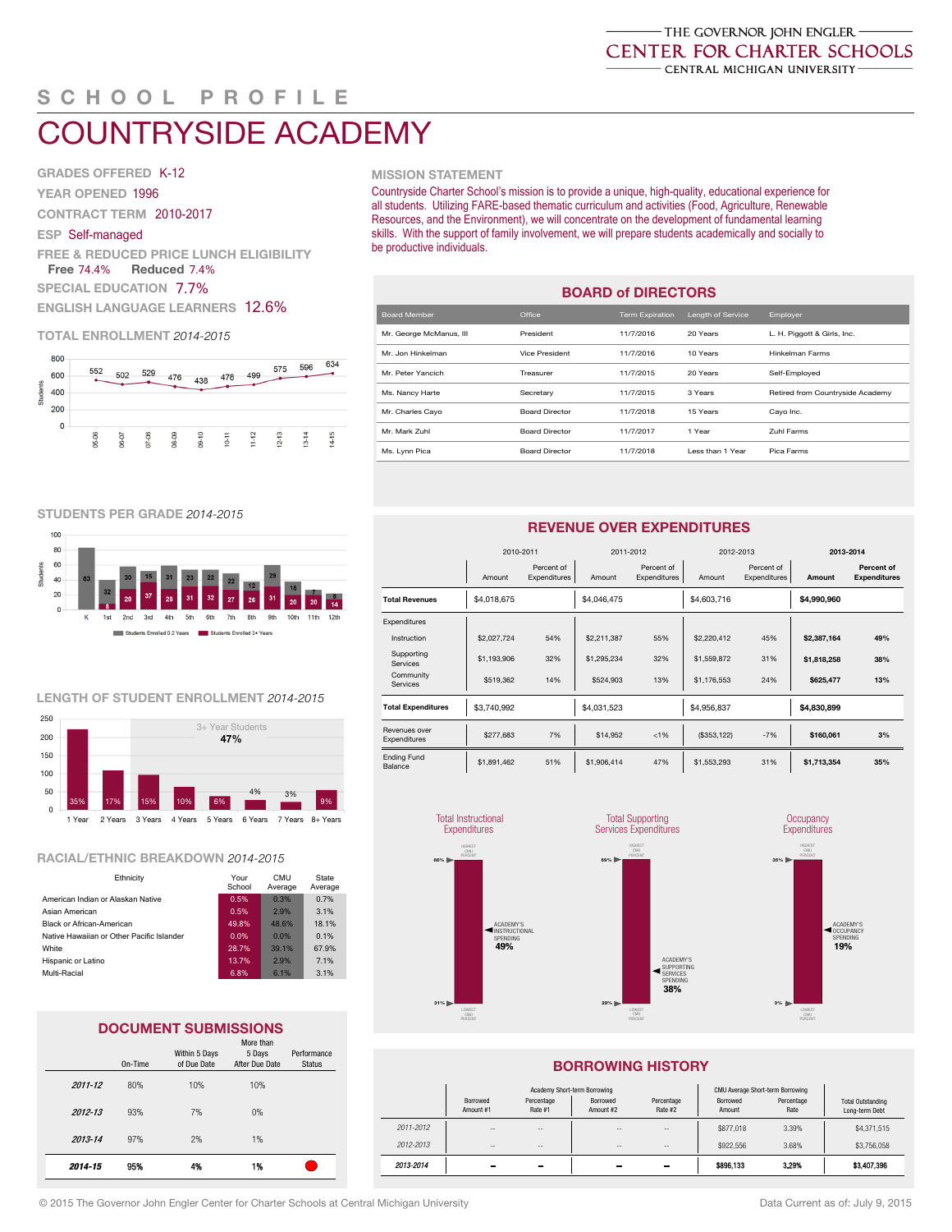THE GOVERNOR JOHN ENGLER
CENTER FOR CHARTER SCHOOLS
CENTRAL MICHIGAN UNIVERSITY

# SCHOOL PROFILE

# COUNTRYSIDE ACADEMY

**GRADES OFFERED** K-12

**YEAR OPENED** 1996

**CONTRACT TERM** 2010-2017

**ESP** Self-managed

**FREE & REDUCED PRICE LUNCH ELIGIBILITY**
Free 74.4% Reduced 7.4%

**SPECIAL EDUCATION** 7.7%

**ENGLISH LANGUAGE LEARNERS** 12.6%

## TOTAL ENROLLMENT *2014-2015*

| Year | 05-06 | 06-07 | 07-08 | 08-09 | 09-10 | 10-11 | 11-12 | 12-13 | 13-14 | 14-15 |
|---|---|---|---|---|---|---|---|---|---|---|
| Students | 552 | 502 | 529 | 476 | 438 | 478 | 499 | 575 | 596 | 634 |

## STUDENTS PER GRADE *2014-2015*

| Grade | K | 1st | 2nd | 3rd | 4th | 5th | 6th | 7th | 8th | 9th | 10th | 11th | 12th |
|---|---|---|---|---|---|---|---|---|---|---|---|---|---|
| Students Enrolled 0-2 Years | 83 | 32 | 30 | 15 | 31 | 23 | 22 | 22 | 12 | 29 | 18 | 7 | 8 |
| Students Enrolled 3+ Years | | 8 | 28 | 37 | 28 | 31 | 32 | 27 | 26 | 31 | 20 | 20 | 14 |

## LENGTH OF STUDENT ENROLLMENT *2014-2015*

3+ Year Students: 47%

| Length | 1 Year | 2 Years | 3 Years | 4 Years | 5 Years | 6 Years | 7 Years | 8+ Years |
|---|---|---|---|---|---|---|---|---|
| Percent | 35% | 17% | 15% | 10% | 6% | 4% | 3% | 9% |

## RACIAL/ETHNIC BREAKDOWN *2014-2015*

| Ethnicity | Your School | CMU Average | State Average |
|---|---|---|---|
| American Indian or Alaskan Native | 0.5% | 0.3% | 0.7% |
| Asian American | 0.5% | 2.9% | 3.1% |
| Black or African-American | 49.8% | 48.6% | 18.1% |
| Native Hawaiian or Other Pacific Islander | 0.0% | 0.0% | 0.1% |
| White | 28.7% | 39.1% | 67.9% |
| Hispanic or Latino | 13.7% | 2.9% | 7.1% |
| Multi-Racial | 6.8% | 6.1% | 3.1% |

## DOCUMENT SUBMISSIONS

| | On-Time | Within 5 Days of Due Date | More than 5 Days After Due Date | Performance Status |
|---|---|---|---|---|
| *2011-12* | 80% | 10% | 10% | |
| *2012-13* | 93% | 7% | 0% | |
| *2013-14* | 97% | 2% | 1% | |
| ***2014-15*** | **95%** | **4%** | **1%** | ● |

## MISSION STATEMENT

Countryside Charter School's mission is to provide a unique, high-quality, educational experience for all students. Utilizing FARE-based thematic curriculum and activities (Food, Agriculture, Renewable Resources, and the Environment), we will concentrate on the development of fundamental learning skills. With the support of family involvement, we will prepare students academically and socially to be productive individuals.

## BOARD of DIRECTORS

| Board Member | Office | Term Expiration | Length of Service | Employer |
|---|---|---|---|---|
| Mr. George McManus, III | President | 11/7/2016 | 20 Years | L. H. Piggott & Girls, Inc. |
| Mr. Jon Hinkelman | Vice President | 11/7/2016 | 10 Years | Hinkelman Farms |
| Mr. Peter Yancich | Treasurer | 11/7/2015 | 20 Years | Self-Employed |
| Ms. Nancy Harte | Secretary | 11/7/2015 | 3 Years | Retired from Countryside Academy |
| Mr. Charles Cayo | Board Director | 11/7/2018 | 15 Years | Cayo Inc. |
| Mr. Mark Zuhl | Board Director | 11/7/2017 | 1 Year | Zuhl Farms |
| Ms. Lynn Pica | Board Director | 11/7/2018 | Less than 1 Year | Pica Farms |

## REVENUE OVER EXPENDITURES

| | 2010-2011 | | 2011-2012 | | 2012-2013 | | **2013-2014** | |
|---|---|---|---|---|---|---|---|---|
| | Amount | Percent of Expenditures | Amount | Percent of Expenditures | Amount | Percent of Expenditures | **Amount** | **Percent of Expenditures** |
| **Total Revenues** | $4,018,675 | | $4,046,475 | | $4,603,716 | | **$4,990,960** | |
| Expenditures | | | | | | | | |
| Instruction | $2,027,724 | 54% | $2,211,387 | 55% | $2,220,412 | 45% | **$2,387,164** | **49%** |
| Supporting Services | $1,193,906 | 32% | $1,295,234 | 32% | $1,559,872 | 31% | **$1,818,258** | **38%** |
| Community Services | $519,362 | 14% | $524,903 | 13% | $1,176,553 | 24% | **$625,477** | **13%** |
| **Total Expenditures** | $3,740,992 | | $4,031,523 | | $4,956,837 | | **$4,830,899** | |
| Revenues over Expenditures | $277,683 | 7% | $14,952 | <1% | ($353,122) | -7% | **$160,061** | **3%** |
| Ending Fund Balance | $1,891,462 | 51% | $1,906,414 | 47% | $1,553,293 | 31% | **$1,713,354** | **35%** |

| | Highest CMU Percent | Academy Spending | Lowest CMU Percent |
|---|---|---|---|
| Total Instructional Expenditures | 66% | 49% | 31% |
| Total Supporting Services Expenditures | 69% | 38% | 29% |
| Occupancy Expenditures | 35% | 19% | 3% |

## BORROWING HISTORY

| | Academy Short-term Borrowing | | | | CMU Average Short-term Borrowing | | |
|---|---|---|---|---|---|---|---|
| | Borrowed Amount #1 | Percentage Rate #1 | Borrowed Amount #2 | Percentage Rate #2 | Borrowed Amount | Percentage Rate | Total Outstanding Long-term Debt |
| *2011-2012* | -- | -- | -- | -- | $877,018 | 3.39% | $4,371,515 |
| *2012-2013* | -- | -- | -- | -- | $922,556 | 3.68% | $3,756,058 |
| ***2013-2014*** | **–** | **–** | **–** | **–** | **$896,133** | **3.29%** | **$3,407,396** |

© 2015 The Governor John Engler Center for Charter Schools at Central Michigan University

Data Current as of: July 9, 2015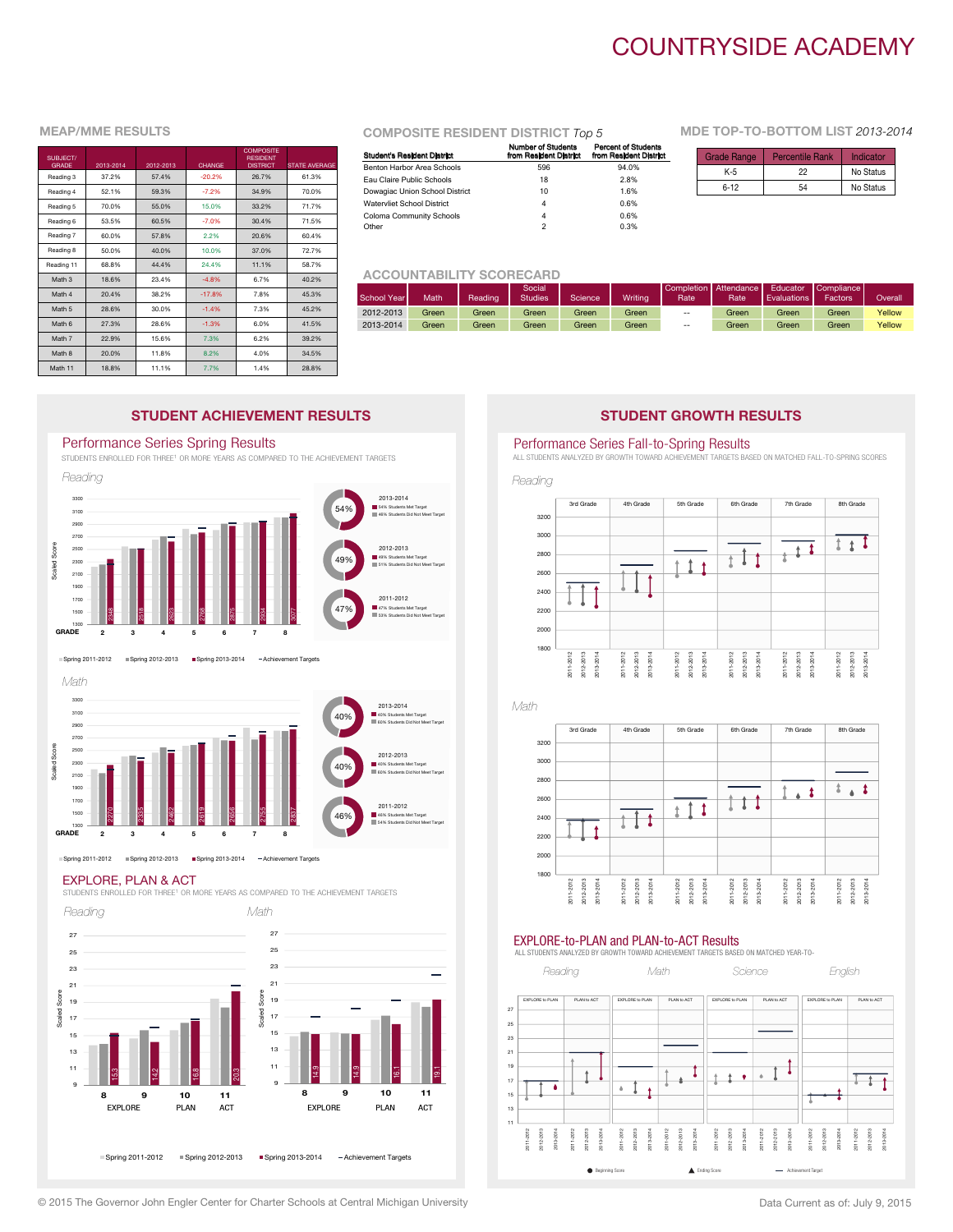# COUNTRYSIDE ACADEMY

## MEAP/MME RESULTS

| SUBJECT/ GRADE | 2013-2014 | 2012-2013 | CHANGE | COMPOSITE RESIDENT DISTRICT | STATE AVERAGE |
|---|---|---|---|---|---|
| Reading 3 | 37.2% | 57.4% | -20.2% | 26.7% | 61.3% |
| Reading 4 | 52.1% | 59.3% | -7.2% | 34.9% | 70.0% |
| Reading 5 | 70.0% | 55.0% | 15.0% | 33.2% | 71.7% |
| Reading 6 | 53.5% | 60.5% | -7.0% | 30.4% | 71.5% |
| Reading 7 | 60.0% | 57.8% | 2.2% | 20.6% | 60.4% |
| Reading 8 | 50.0% | 40.0% | 10.0% | 37.0% | 72.7% |
| Reading 11 | 68.8% | 44.4% | 24.4% | 11.1% | 58.7% |
| Math 3 | 18.6% | 23.4% | -4.8% | 6.7% | 40.2% |
| Math 4 | 20.4% | 38.2% | -17.8% | 7.8% | 45.3% |
| Math 5 | 28.6% | 30.0% | -1.4% | 7.3% | 45.2% |
| Math 6 | 27.3% | 28.6% | -1.3% | 6.0% | 41.5% |
| Math 7 | 22.9% | 15.6% | 7.3% | 6.2% | 39.2% |
| Math 8 | 20.0% | 11.8% | 8.2% | 4.0% | 34.5% |
| Math 11 | 18.8% | 11.1% | 7.7% | 1.4% | 28.8% |

## COMPOSITE RESIDENT DISTRICT *Top 5*

| Student's Resident District | Number of Students from Resident District | Percent of Students from Resident District |
|---|---|---|
| Benton Harbor Area Schools | 596 | 94.0% |
| Eau Claire Public Schools | 18 | 2.8% |
| Dowagiac Union School District | 10 | 1.6% |
| Watervliet School District | 4 | 0.6% |
| Coloma Community Schools | 4 | 0.6% |
| Other | 2 | 0.3% |

## MDE TOP-TO-BOTTOM LIST *2013-2014*

| Grade Range | Percentile Rank | Indicator |
|---|---|---|
| K-5 | 22 | No Status |
| 6-12 | 54 | No Status |

## ACCOUNTABILITY SCORECARD

| School Year | Math | Reading | Social Studies | Science | Writing | Completion Rate | Attendance Rate | Educator Evaluations | Compliance Factors | Overall |
|---|---|---|---|---|---|---|---|---|---|---|
| 2012-2013 | Green | Green | Green | Green | Green | -- | Green | Green | Green | Yellow |
| 2013-2014 | Green | Green | Green | Green | Green | -- | Green | Green | Green | Yellow |

## STUDENT ACHIEVEMENT RESULTS

### Performance Series Spring Results

STUDENTS ENROLLED FOR THREE[1] OR MORE YEARS AS COMPARED TO THE ACHIEVEMENT TARGETS

*Reading*

Scaled Score
GRADE 2 3 4 5 6 7 8
2348 2518 2623 2768 2875 2934 3077

2013-2014: 54% — 54% Students Met Target; 46% Students Did Not Meet Target
2012-2013: 49% — 49% Students Met Target; 51% Students Did Not Meet Target
2011-2012: 47% — 47% Students Met Target; 53% Students Did Not Meet Target

Spring 2011-2012 | Spring 2012-2013 | Spring 2013-2014 | Achievement Targets

*Math*

Scaled Score
GRADE 2 3 4 5 6 7 8
2270 2335 2462 2619 2656 2755 2837

2013-2014: 40% — 40% Students Met Target; 60% Students Did Not Meet Target
2012-2013: 40% — 40% Students Met Target; 60% Students Did Not Meet Target
2011-2012: 46% — 46% Students Met Target; 54% Students Did Not Meet Target

Spring 2011-2012 | Spring 2012-2013 | Spring 2013-2014 | Achievement Targets

### EXPLORE, PLAN & ACT

STUDENTS ENROLLED FOR THREE[1] OR MORE YEARS AS COMPARED TO THE ACHIEVEMENT TARGETS

*Reading*

Scaled Score
8 9 10 11 — EXPLORE, PLAN, ACT
15.3 14.2 16.8 20.3

*Math*

Scaled Score
8 9 10 11 — EXPLORE, PLAN, ACT
14.9 14.9 16.1 19.1

Spring 2011-2012 | Spring 2012-2013 | Spring 2013-2014 | Achievement Targets

## STUDENT GROWTH RESULTS

### Performance Series Fall-to-Spring Results

ALL STUDENTS ANALYZED BY GROWTH TOWARD ACHIEVEMENT TARGETS BASED ON MATCHED FALL-TO-SPRING SCORES

*Reading*

3rd Grade | 4th Grade | 5th Grade | 6th Grade | 7th Grade | 8th Grade
2011-2012 | 2012-2013 | 2013-2014

*Math*

3rd Grade | 4th Grade | 5th Grade | 6th Grade | 7th Grade | 8th Grade
2011-2012 | 2012-2013 | 2013-2014

### EXPLORE-to-PLAN and PLAN-to-ACT Results

ALL STUDENTS ANALYZED BY GROWTH TOWARD ACHIEVEMENT TARGETS BASED ON MATCHED YEAR-TO-

*Reading* | *Math* | *Science* | *English*
EXPLORE to PLAN | PLAN to ACT

Beginning Score | Ending Score | Achievement Target

© 2015 The Governor John Engler Center for Charter Schools at Central Michigan University

Data Current as of: July 9, 2015